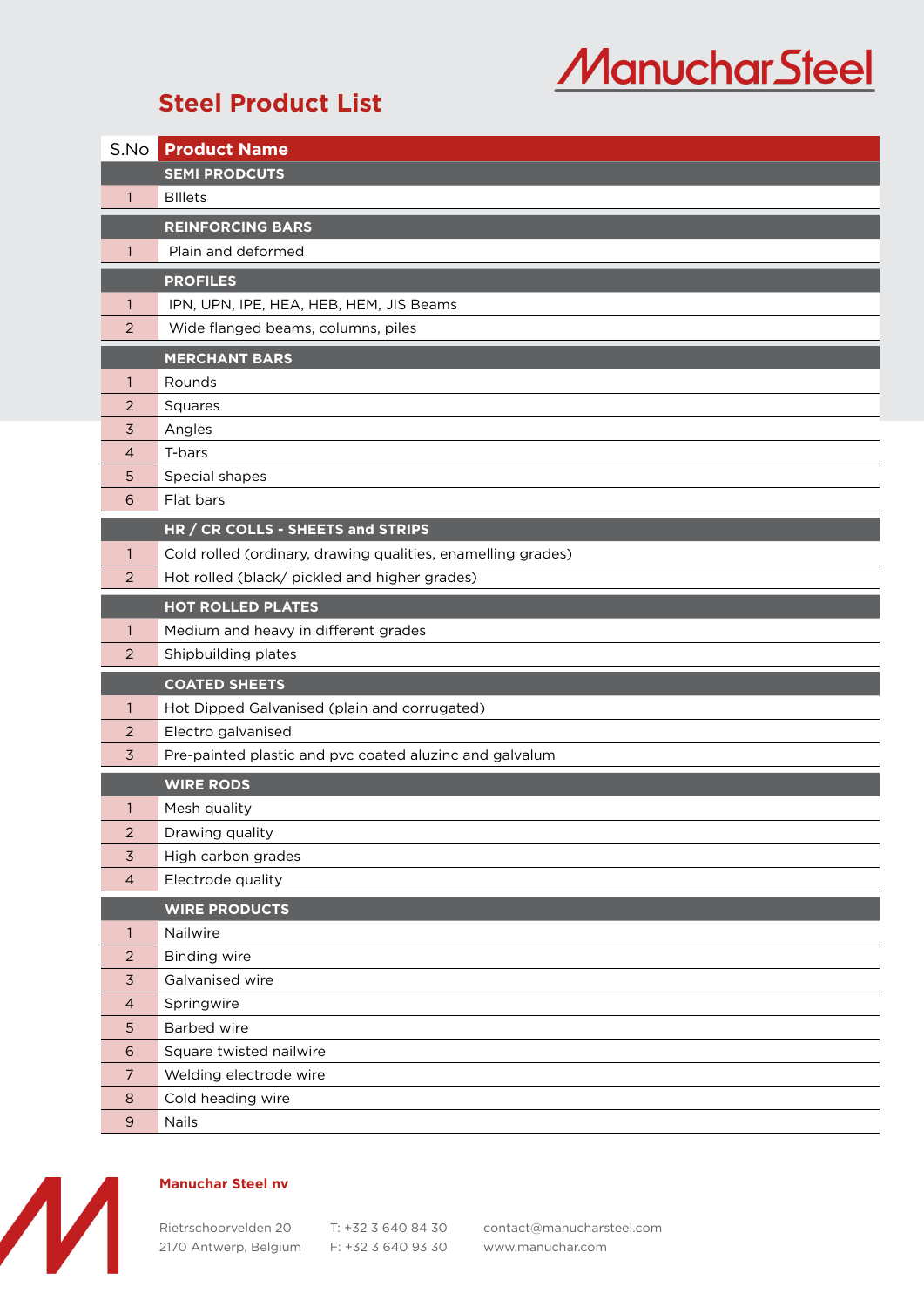ManucharSteel

# Steel Product List

| S.No | Product Name |
|---|---|
| | **SEMI PRODCUTS** |
| 1 | BIllets |
| | **REINFORCING BARS** |
| 1 | Plain and deformed |
| | **PROFILES** |
| 1 | IPN, UPN, IPE, HEA, HEB, HEM, JIS Beams |
| 2 | Wide flanged beams, columns, piles |
| | **MERCHANT BARS** |
| 1 | Rounds |
| 2 | Squares |
| 3 | Angles |
| 4 | T-bars |
| 5 | Special shapes |
| 6 | Flat bars |
| | **HR / CR COLLS - SHEETS and STRIPS** |
| 1 | Cold rolled (ordinary, drawing qualities, enamelling grades) |
| 2 | Hot rolled (black/ pickled and higher grades) |
| | **HOT ROLLED PLATES** |
| 1 | Medium and heavy in different grades |
| 2 | Shipbuilding plates |
| | **COATED SHEETS** |
| 1 | Hot Dipped Galvanised (plain and corrugated) |
| 2 | Electro galvanised |
| 3 | Pre-painted plastic and pvc coated aluzinc and galvalum |
| | **WIRE RODS** |
| 1 | Mesh quality |
| 2 | Drawing quality |
| 3 | High carbon grades |
| 4 | Electrode quality |
| | **WIRE PRODUCTS** |
| 1 | Nailwire |
| 2 | Binding wire |
| 3 | Galvanised wire |
| 4 | Springwire |
| 5 | Barbed wire |
| 6 | Square twisted nailwire |
| 7 | Welding electrode wire |
| 8 | Cold heading wire |
| 9 | Nails |

**Manuchar Steel nv**

Rietschoorvelden 20
2170 Antwerp, Belgium

T: +32 3 640 84 30
F: +32 3 640 93 30

contact@manucharsteel.com
www.manuchar.com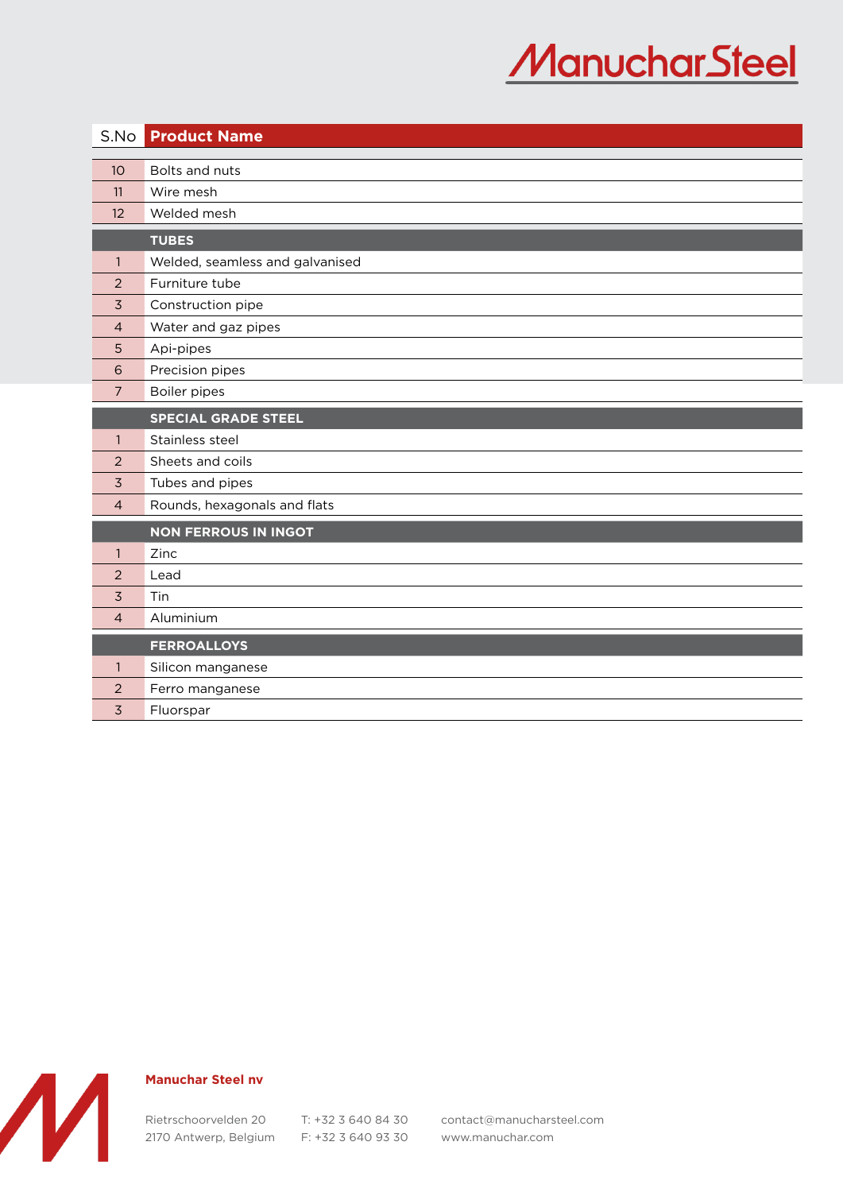# ManucharSteel

| S.No | Product Name |
|---|---|
| 10 | Bolts and nuts |
| 11 | Wire mesh |
| 12 | Welded mesh |
| | **TUBES** |
| 1 | Welded, seamless and galvanised |
| 2 | Furniture tube |
| 3 | Construction pipe |
| 4 | Water and gaz pipes |
| 5 | Api-pipes |
| 6 | Precision pipes |
| 7 | Boiler pipes |
| | **SPECIAL GRADE STEEL** |
| 1 | Stainless steel |
| 2 | Sheets and coils |
| 3 | Tubes and pipes |
| 4 | Rounds, hexagonals and flats |
| | **NON FERROUS IN INGOT** |
| 1 | Zinc |
| 2 | Lead |
| 3 | Tin |
| 4 | Aluminium |
| | **FERROALLOYS** |
| 1 | Silicon manganese |
| 2 | Ferro manganese |
| 3 | Fluorspar |

**Manuchar Steel nv**

Rietschoorvelden 20
2170 Antwerp, Belgium

T: +32 3 640 84 30
F: +32 3 640 93 30

contact@manucharsteel.com
www.manuchar.com